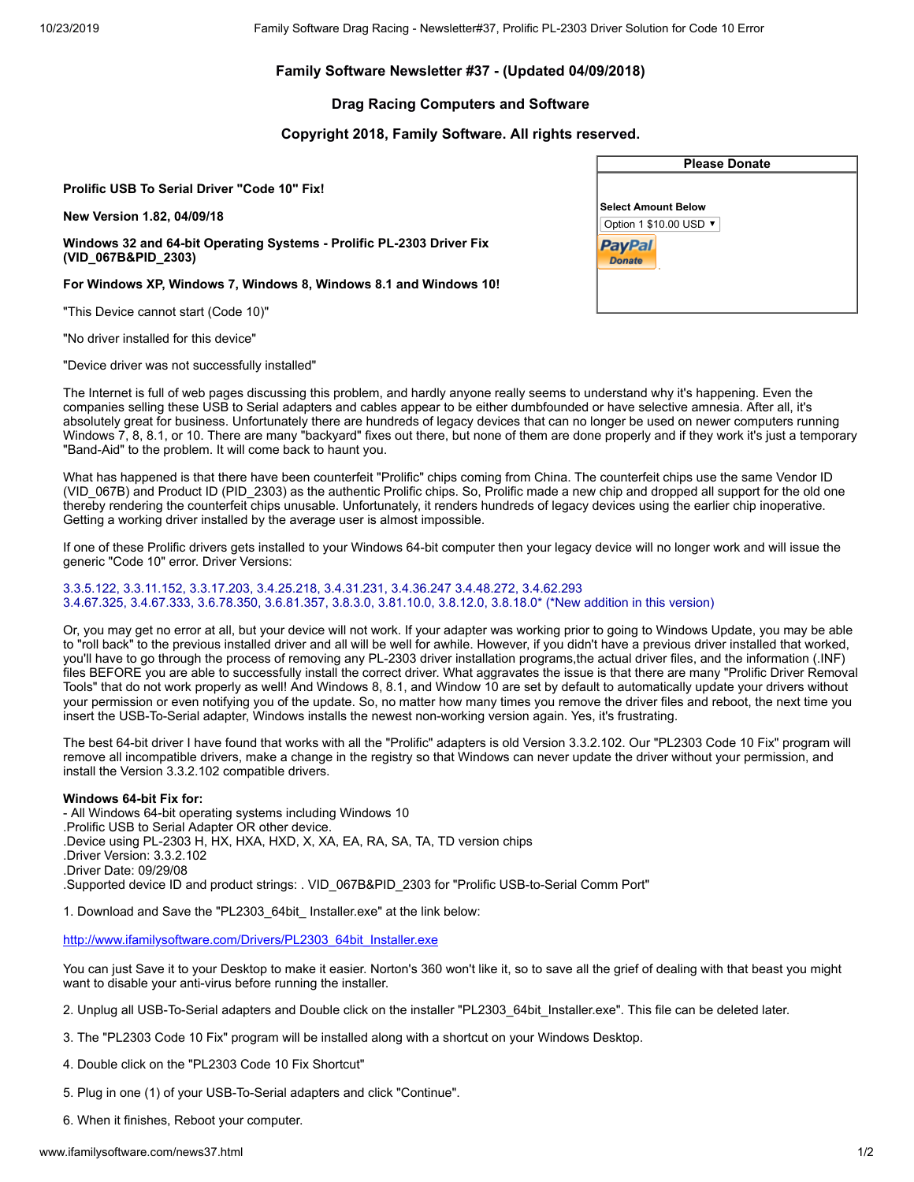# Family Software Newsletter #37 - (Updated 04/09/2018)

## Drag Racing Computers and Software

### Copyright 2018, Family Software. All rights reserved.

**Please Donate**

**Select Amount Below**

Option 1 $10.00 USD

PayPal Donate

**Prolific USB To Serial Driver "Code 10" Fix!**

**New Version 1.82, 04/09/18**

**Windows 32 and 64-bit Operating Systems - Prolific PL-2303 Driver Fix (VID_067B&PID_2303)**

**For Windows XP, Windows 7, Windows 8, Windows 8.1 and Windows 10!**

"This Device cannot start (Code 10)"

"No driver installed for this device"

"Device driver was not successfully installed"

The Internet is full of web pages discussing this problem, and hardly anyone really seems to understand why it's happening. Even the companies selling these USB to Serial adapters and cables appear to be either dumbfounded or have selective amnesia. After all, it's absolutely great for business. Unfortunately there are hundreds of legacy devices that can no longer be used on newer computers running Windows 7, 8, 8.1, or 10. There are many "backyard" fixes out there, but none of them are done properly and if they work it's just a temporary "Band-Aid" to the problem. It will come back to haunt you.

What has happened is that there have been counterfeit "Prolific" chips coming from China. The counterfeit chips use the same Vendor ID (VID_067B) and Product ID (PID_2303) as the authentic Prolific chips. So, Prolific made a new chip and dropped all support for the old one thereby rendering the counterfeit chips unusable. Unfortunately, it renders hundreds of legacy devices using the earlier chip inoperative. Getting a working driver installed by the average user is almost impossible.

If one of these Prolific drivers gets installed to your Windows 64-bit computer then your legacy device will no longer work and will issue the generic "Code 10" error. Driver Versions:

3.3.5.122, 3.3.11.152, 3.3.17.203, 3.4.25.218, 3.4.31.231, 3.4.36.247 3.4.48.272, 3.4.62.293
3.4.67.325, 3.4.67.333, 3.6.78.350, 3.6.81.357, 3.8.3.0, 3.81.10.0, 3.8.12.0, 3.8.18.0* (*New addition in this version)

Or, you may get no error at all, but your device will not work. If your adapter was working prior to going to Windows Update, you may be able to "roll back" to the previous installed driver and all will be well for awhile. However, if you didn't have a previous driver installed that worked, you'll have to go through the process of removing any PL-2303 driver installation programs,the actual driver files, and the information (.INF) files BEFORE you are able to successfully install the correct driver. What aggravates the issue is that there are many "Prolific Driver Removal Tools" that do not work properly as well! And Windows 8, 8.1, and Window 10 are set by default to automatically update your drivers without your permission or even notifying you of the update. So, no matter how many times you remove the driver files and reboot, the next time you insert the USB-To-Serial adapter, Windows installs the newest non-working version again. Yes, it's frustrating.

The best 64-bit driver I have found that works with all the "Prolific" adapters is old Version 3.3.2.102. Our "PL2303 Code 10 Fix" program will remove all incompatible drivers, make a change in the registry so that Windows can never update the driver without your permission, and install the Version 3.3.2.102 compatible drivers.

**Windows 64-bit Fix for:**
- All Windows 64-bit operating systems including Windows 10
.Prolific USB to Serial Adapter OR other device.
.Device using PL-2303 H, HX, HXA, HXD, X, XA, EA, RA, SA, TA, TD version chips
.Driver Version: 3.3.2.102
.Driver Date: 09/29/08
.Supported device ID and product strings: . VID_067B&PID_2303 for "Prolific USB-to-Serial Comm Port"

1. Download and Save the "PL2303_64bit_ Installer.exe" at the link below:

[http://www.ifamilysoftware.com/Drivers/PL2303_64bit_Installer.exe](http://www.ifamilysoftware.com/Drivers/PL2303_64bit_Installer.exe)

You can just Save it to your Desktop to make it easier. Norton's 360 won't like it, so to save all the grief of dealing with that beast you might want to disable your anti-virus before running the installer.

2. Unplug all USB-To-Serial adapters and Double click on the installer "PL2303_64bit_Installer.exe". This file can be deleted later.

3. The "PL2303 Code 10 Fix" program will be installed along with a shortcut on your Windows Desktop.

4. Double click on the "PL2303 Code 10 Fix Shortcut"

5. Plug in one (1) of your USB-To-Serial adapters and click "Continue".

6. When it finishes, Reboot your computer.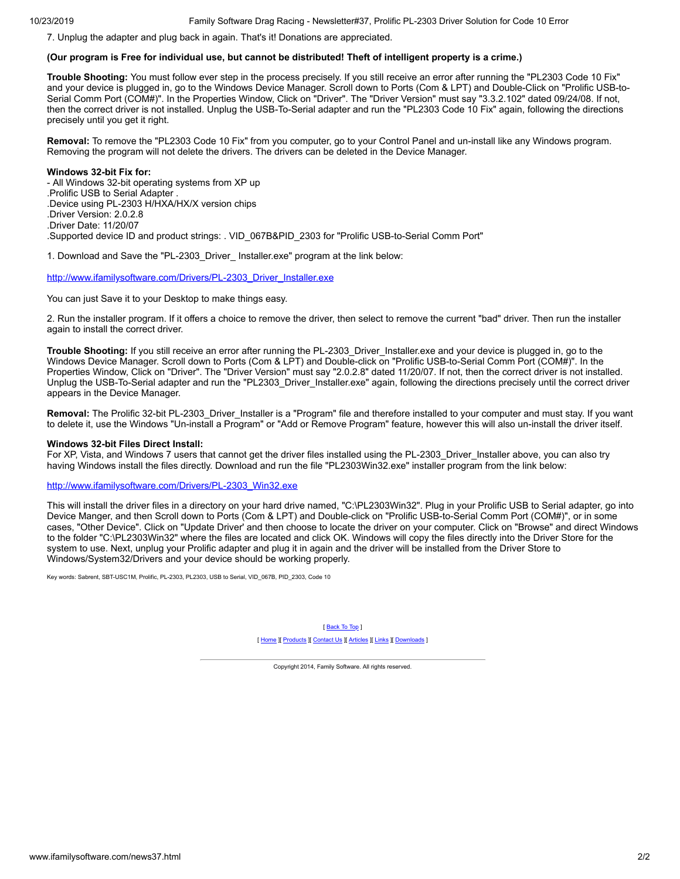7. Unplug the adapter and plug back in again. That's it! Donations are appreciated.

**(Our program is Free for individual use, but cannot be distributed! Theft of intelligent property is a crime.)**

**Trouble Shooting:** You must follow ever step in the process precisely. If you still receive an error after running the "PL2303 Code 10 Fix" and your device is plugged in, go to the Windows Device Manager. Scroll down to Ports (Com & LPT) and Double-Click on "Prolific USB-to-Serial Comm Port (COM#)". In the Properties Window, Click on "Driver". The "Driver Version" must say "3.3.2.102" dated 09/24/08. If not, then the correct driver is not installed. Unplug the USB-To-Serial adapter and run the "PL2303 Code 10 Fix" again, following the directions precisely until you get it right.

**Removal:** To remove the "PL2303 Code 10 Fix" from you computer, go to your Control Panel and un-install like any Windows program. Removing the program will not delete the drivers. The drivers can be deleted in the Device Manager.

**Windows 32-bit Fix for:**
- All Windows 32-bit operating systems from XP up
.Prolific USB to Serial Adapter .
.Device using PL-2303 H/HXA/HX/X version chips
.Driver Version: 2.0.2.8
.Driver Date: 11/20/07
.Supported device ID and product strings: . VID_067B&PID_2303 for "Prolific USB-to-Serial Comm Port"

1. Download and Save the "PL-2303_Driver_ Installer.exe" program at the link below:

[http://www.ifamilysoftware.com/Drivers/PL-2303_Driver_Installer.exe](http://www.ifamilysoftware.com/Drivers/PL-2303_Driver_Installer.exe)

You can just Save it to your Desktop to make things easy.

2. Run the installer program. If it offers a choice to remove the driver, then select to remove the current "bad" driver. Then run the installer again to install the correct driver.

**Trouble Shooting:** If you still receive an error after running the PL-2303_Driver_Installer.exe and your device is plugged in, go to the Windows Device Manager. Scroll down to Ports (Com & LPT) and Double-click on "Prolific USB-to-Serial Comm Port (COM#)". In the Properties Window, Click on "Driver". The "Driver Version" must say "2.0.2.8" dated 11/20/07. If not, then the correct driver is not installed. Unplug the USB-To-Serial adapter and run the "PL2303_Driver_Installer.exe" again, following the directions precisely until the correct driver appears in the Device Manager.

**Removal:** The Prolific 32-bit PL-2303_Driver_Installer is a "Program" file and therefore installed to your computer and must stay. If you want to delete it, use the Windows "Un-install a Program" or "Add or Remove Program" feature, however this will also un-install the driver itself.

**Windows 32-bit Files Direct Install:**
For XP, Vista, and Windows 7 users that cannot get the driver files installed using the PL-2303_Driver_Installer above, you can also try having Windows install the files directly. Download and run the file "PL2303Win32.exe" installer program from the link below:

[http://www.ifamilysoftware.com/Drivers/PL-2303_Win32.exe](http://www.ifamilysoftware.com/Drivers/PL-2303_Win32.exe)

This will install the driver files in a directory on your hard drive named, "C:\PL2303Win32". Plug in your Prolific USB to Serial adapter, go into Device Manger, and then Scroll down to Ports (Com & LPT) and Double-click on "Prolific USB-to-Serial Comm Port (COM#)", or in some cases, "Other Device". Click on "Update Driver' and then choose to locate the driver on your computer. Click on "Browse" and direct Windows to the folder "C:\PL2303Win32" where the files are located and click OK. Windows will copy the files directly into the Driver Store for the system to use. Next, unplug your Prolific adapter and plug it in again and the driver will be installed from the Driver Store to Windows/System32/Drivers and your device should be working properly.

Key words: Sabrent, SBT-USC1M, Prolific, PL-2303, PL2303, USB to Serial, VID_067B, PID_2303, Code 10

[ Back To Top ]

[ Home ][ Products ][ Contact Us ][ Articles ][ Links ][ Downloads ]

Copyright 2014, Family Software. All rights reserved.